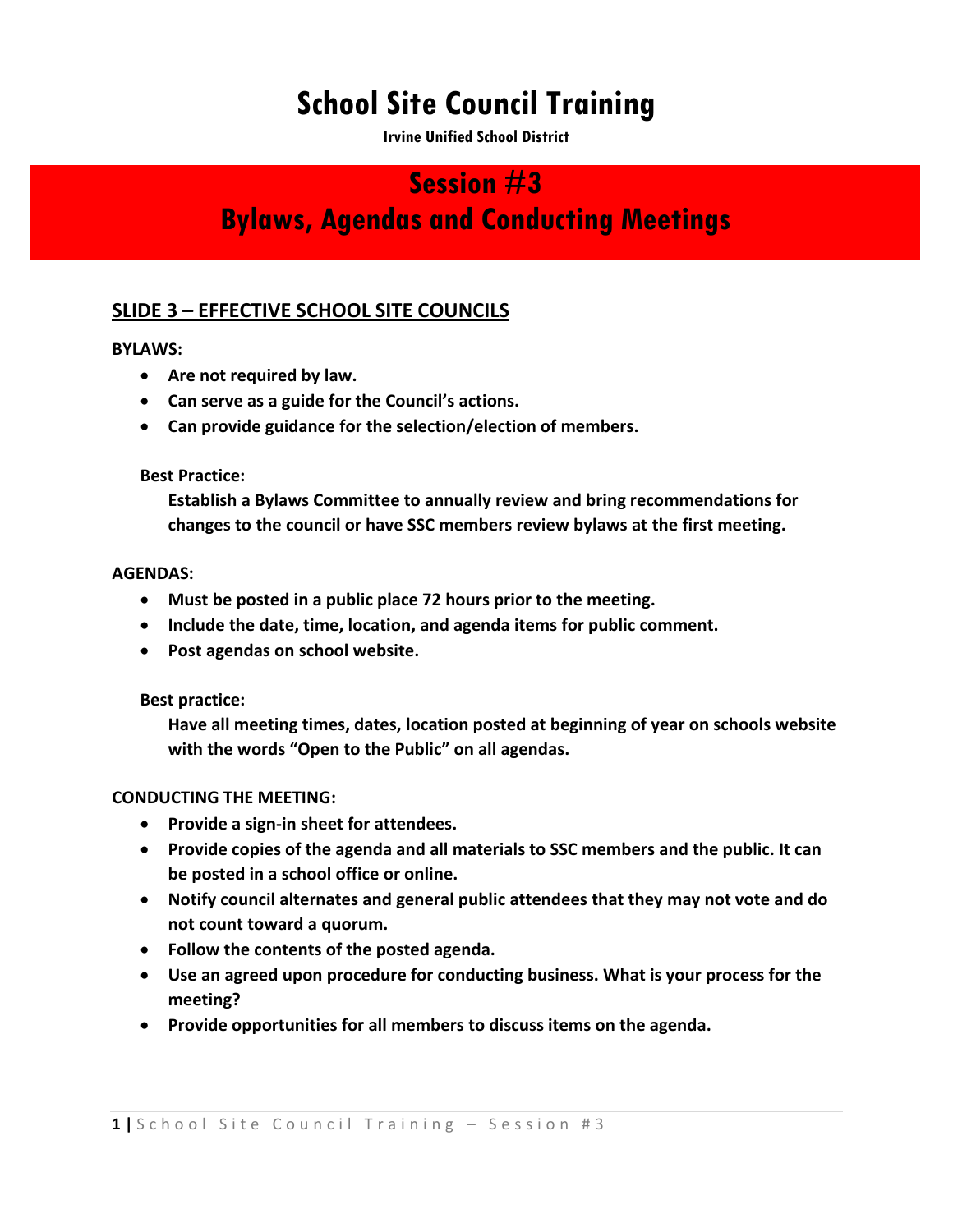# School Site Council Training

**Irvine Unified School District**

## Session #3
## Bylaws, Agendas and Conducting Meetings

### SLIDE 3 – EFFECTIVE SCHOOL SITE COUNCILS

**BYLAWS:**

- **Are not required by law.**
- **Can serve as a guide for the Council's actions.**
- **Can provide guidance for the selection/election of members.**

**Best Practice:**

**Establish a Bylaws Committee to annually review and bring recommendations for changes to the council or have SSC members review bylaws at the first meeting.**

**AGENDAS:**

- **Must be posted in a public place 72 hours prior to the meeting.**
- **Include the date, time, location, and agenda items for public comment.**
- **Post agendas on school website.**

**Best practice:**

**Have all meeting times, dates, location posted at beginning of year on schools website with the words "Open to the Public" on all agendas.**

**CONDUCTING THE MEETING:**

- **Provide a sign-in sheet for attendees.**
- **Provide copies of the agenda and all materials to SSC members and the public. It can be posted in a school office or online.**
- **Notify council alternates and general public attendees that they may not vote and do not count toward a quorum.**
- **Follow the contents of the posted agenda.**
- **Use an agreed upon procedure for conducting business. What is your process for the meeting?**
- **Provide opportunities for all members to discuss items on the agenda.**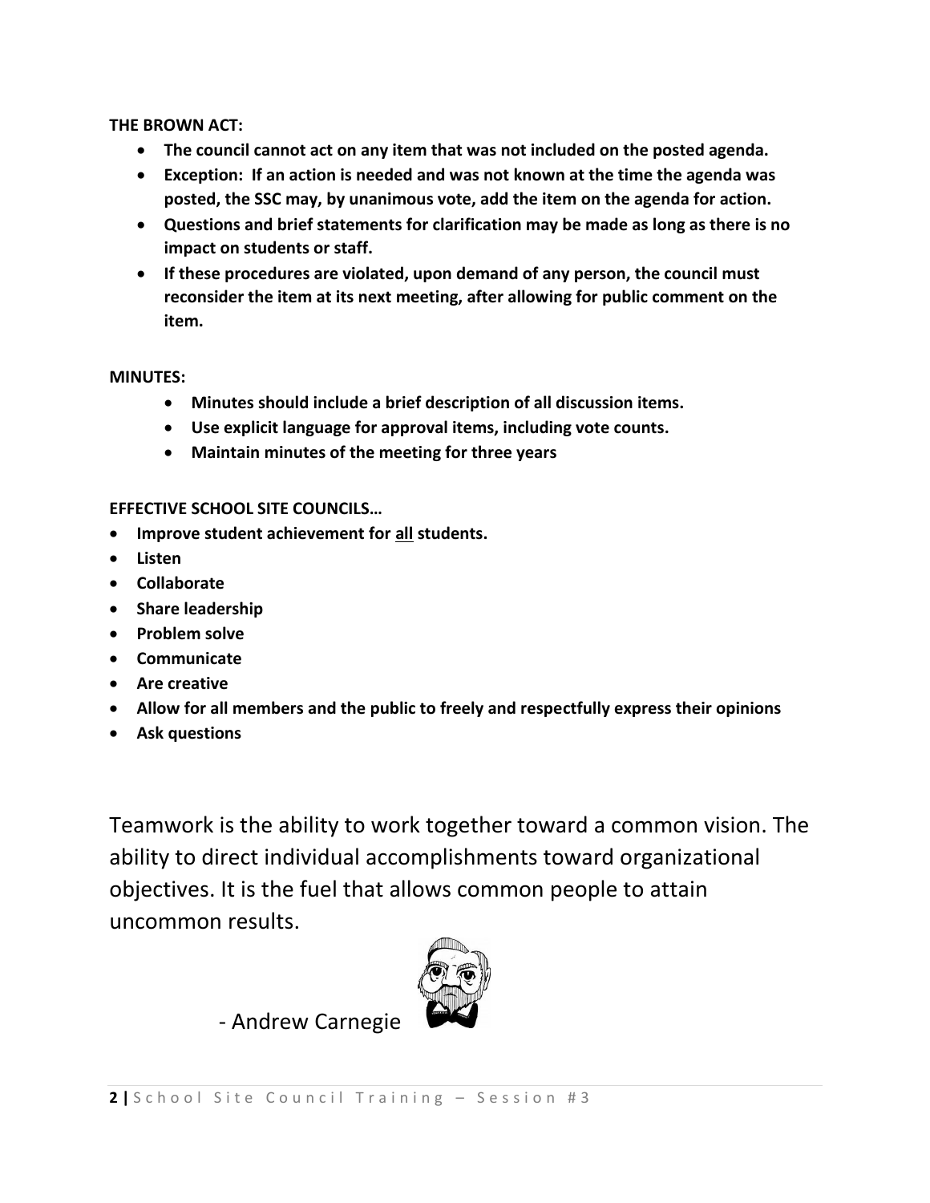**THE BROWN ACT:**

- **The council cannot act on any item that was not included on the posted agenda.**
- **Exception: If an action is needed and was not known at the time the agenda was posted, the SSC may, by unanimous vote, add the item on the agenda for action.**
- **Questions and brief statements for clarification may be made as long as there is no impact on students or staff.**
- **If these procedures are violated, upon demand of any person, the council must reconsider the item at its next meeting, after allowing for public comment on the item.**

**MINUTES:**

- **Minutes should include a brief description of all discussion items.**
- **Use explicit language for approval items, including vote counts.**
- **Maintain minutes of the meeting for three years**

**EFFECTIVE SCHOOL SITE COUNCILS…**

- **Improve student achievement for <u>all</u> students.**
- **Listen**
- **Collaborate**
- **Share leadership**
- **Problem solve**
- **Communicate**
- **Are creative**
- **Allow for all members and the public to freely and respectfully express their opinions**
- **Ask questions**

Teamwork is the ability to work together toward a common vision. The ability to direct individual accomplishments toward organizational objectives. It is the fuel that allows common people to attain uncommon results.

- Andrew Carnegie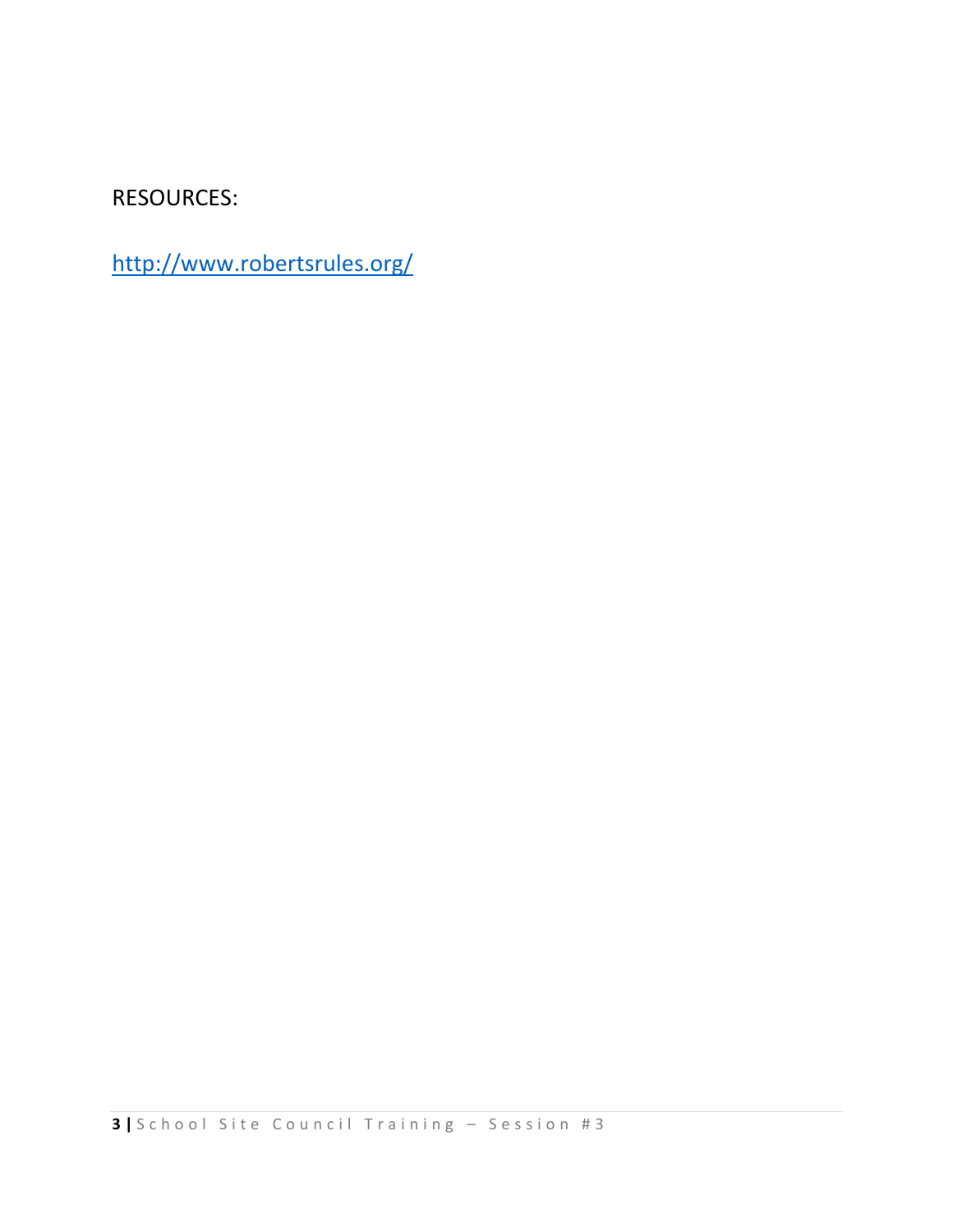RESOURCES:

http://www.robertsrules.org/